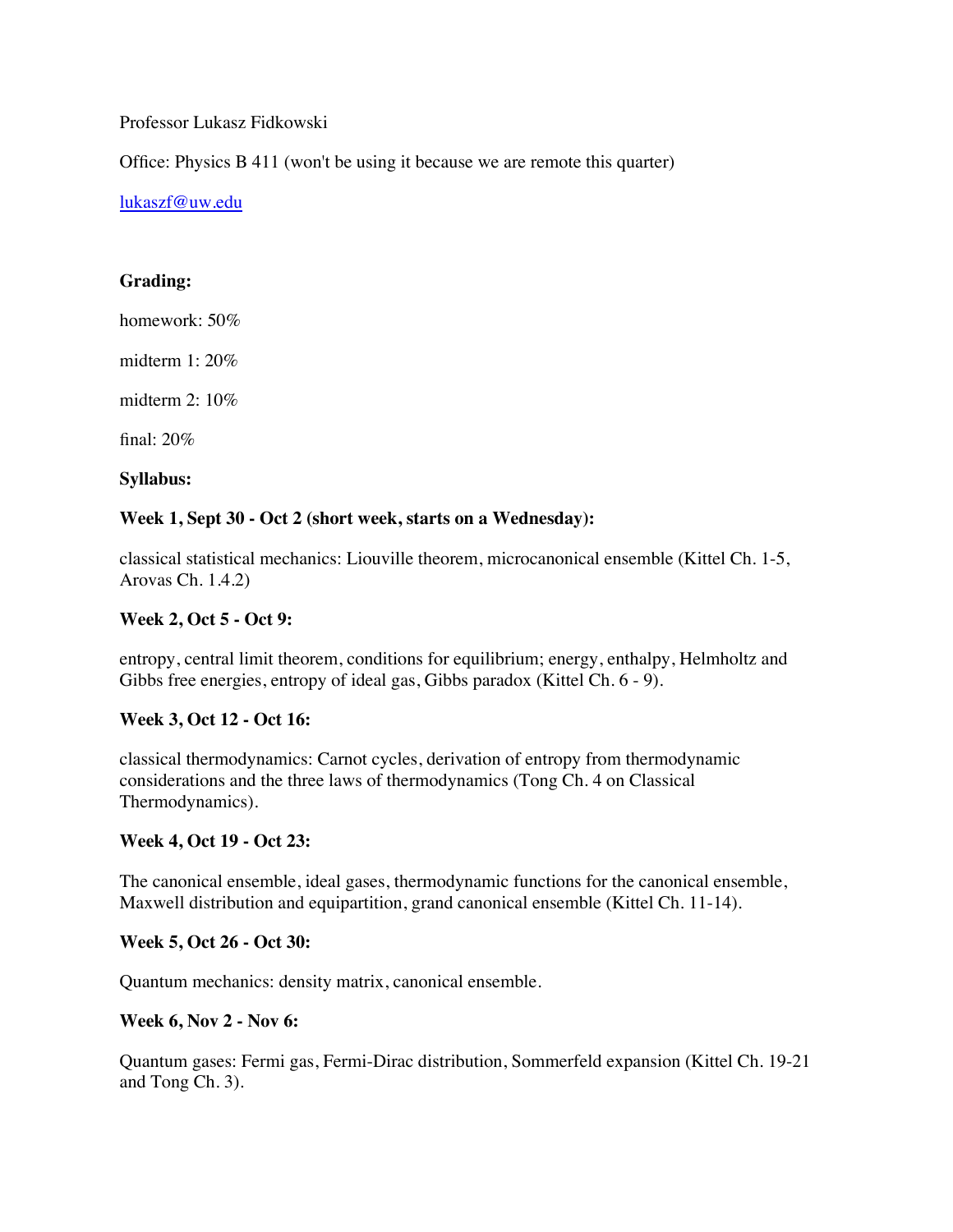Professor Lukasz Fidkowski

Office: Physics B 411 (won't be using it because we are remote this quarter)

[lukaszf@uw.edu](mailto:lukaszf@uw.edu)

**Grading:**

homework: 50%

midterm 1: 20%

midterm 2: 10%

final: 20%

**Syllabus:**

**Week 1, Sept 30 - Oct 2 (short week, starts on a Wednesday):**

classical statistical mechanics: Liouville theorem, microcanonical ensemble (Kittel Ch. 1-5, Arovas Ch. 1.4.2)

**Week 2, Oct 5 - Oct 9:**

entropy, central limit theorem, conditions for equilibrium; energy, enthalpy, Helmholtz and Gibbs free energies, entropy of ideal gas, Gibbs paradox (Kittel Ch. 6 - 9).

**Week 3, Oct 12 - Oct 16:**

classical thermodynamics: Carnot cycles, derivation of entropy from thermodynamic considerations and the three laws of thermodynamics (Tong Ch. 4 on Classical Thermodynamics).

**Week 4, Oct 19 - Oct 23:**

The canonical ensemble, ideal gases, thermodynamic functions for the canonical ensemble, Maxwell distribution and equipartition, grand canonical ensemble (Kittel Ch. 11-14).

**Week 5, Oct 26 - Oct 30:**

Quantum mechanics: density matrix, canonical ensemble.

**Week 6, Nov 2 - Nov 6:**

Quantum gases: Fermi gas, Fermi-Dirac distribution, Sommerfeld expansion (Kittel Ch. 19-21 and Tong Ch. 3).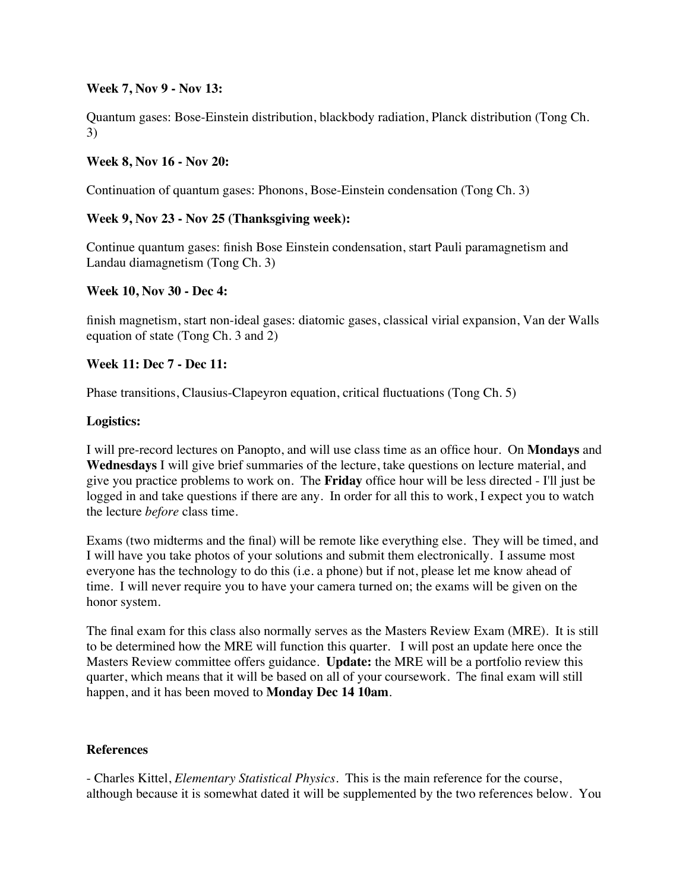**Week 7, Nov 9 - Nov 13:**

Quantum gases: Bose-Einstein distribution, blackbody radiation, Planck distribution (Tong Ch. 3)

**Week 8, Nov 16 - Nov 20:**

Continuation of quantum gases: Phonons, Bose-Einstein condensation (Tong Ch. 3)

**Week 9, Nov 23 - Nov 25 (Thanksgiving week):**

Continue quantum gases: finish Bose Einstein condensation, start Pauli paramagnetism and Landau diamagnetism (Tong Ch. 3)

**Week 10, Nov 30 - Dec 4:**

finish magnetism, start non-ideal gases: diatomic gases, classical virial expansion, Van der Walls equation of state (Tong Ch. 3 and 2)

**Week 11: Dec 7 - Dec 11:**

Phase transitions, Clausius-Clapeyron equation, critical fluctuations (Tong Ch. 5)

**Logistics:**

I will pre-record lectures on Panopto, and will use class time as an office hour. On **Mondays** and **Wednesdays** I will give brief summaries of the lecture, take questions on lecture material, and give you practice problems to work on. The **Friday** office hour will be less directed - I'll just be logged in and take questions if there are any. In order for all this to work, I expect you to watch the lecture *before* class time.

Exams (two midterms and the final) will be remote like everything else. They will be timed, and I will have you take photos of your solutions and submit them electronically. I assume most everyone has the technology to do this (i.e. a phone) but if not, please let me know ahead of time. I will never require you to have your camera turned on; the exams will be given on the honor system.

The final exam for this class also normally serves as the Masters Review Exam (MRE). It is still to be determined how the MRE will function this quarter. I will post an update here once the Masters Review committee offers guidance. **Update:** the MRE will be a portfolio review this quarter, which means that it will be based on all of your coursework. The final exam will still happen, and it has been moved to **Monday Dec 14 10am**.

**References**

- Charles Kittel, *Elementary Statistical Physics*. This is the main reference for the course, although because it is somewhat dated it will be supplemented by the two references below. You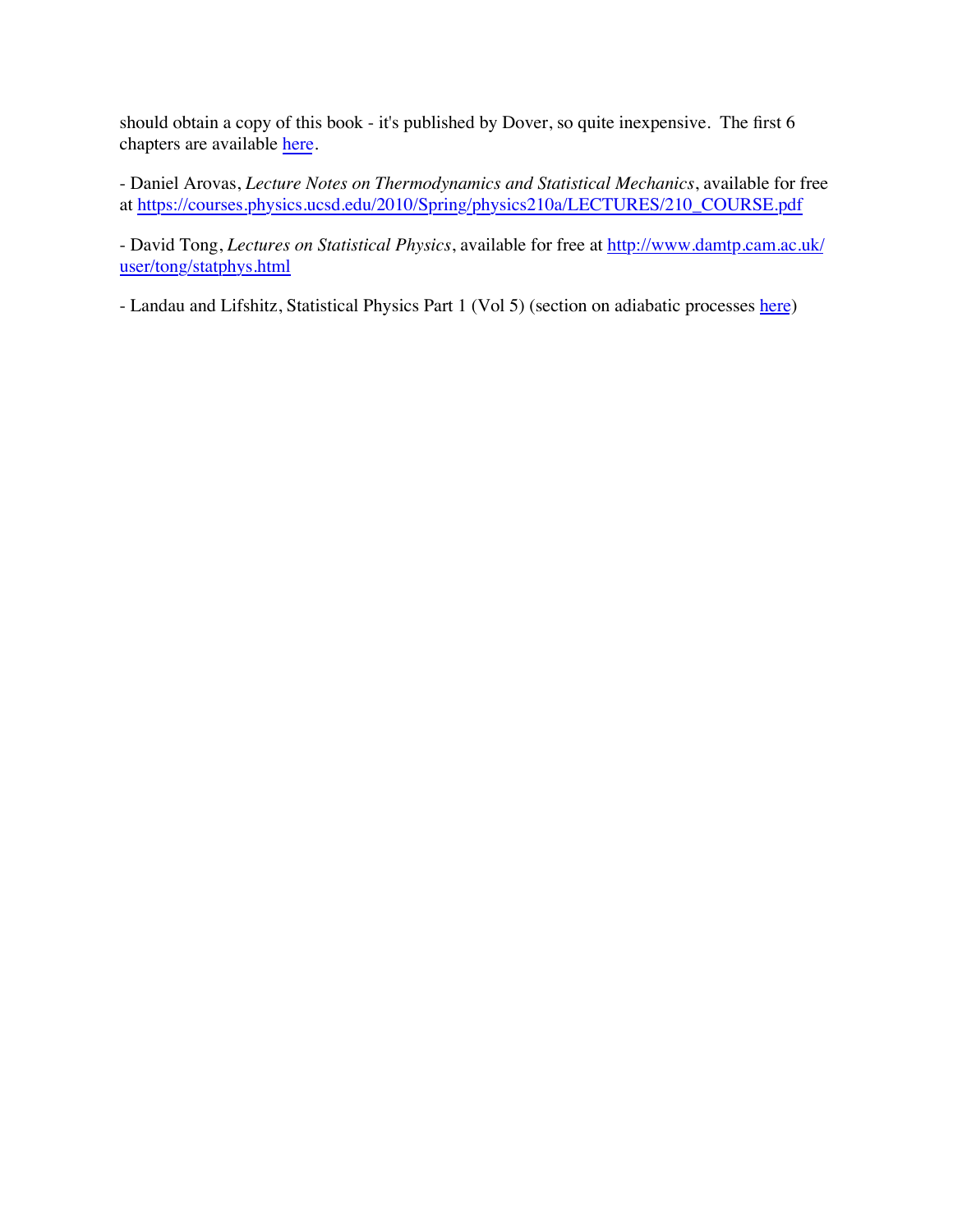should obtain a copy of this book - it's published by Dover, so quite inexpensive. The first 6 chapters are available [here](#).

- Daniel Arovas, *Lecture Notes on Thermodynamics and Statistical Mechanics*, available for free at [https://courses.physics.ucsd.edu/2010/Spring/physics210a/LECTURES/210_COURSE.pdf](https://courses.physics.ucsd.edu/2010/Spring/physics210a/LECTURES/210_COURSE.pdf)

- David Tong, *Lectures on Statistical Physics*, available for free at [http://www.damtp.cam.ac.uk/user/tong/statphys.html](http://www.damtp.cam.ac.uk/user/tong/statphys.html)

- Landau and Lifshitz, Statistical Physics Part 1 (Vol 5) (section on adiabatic processes [here](#))